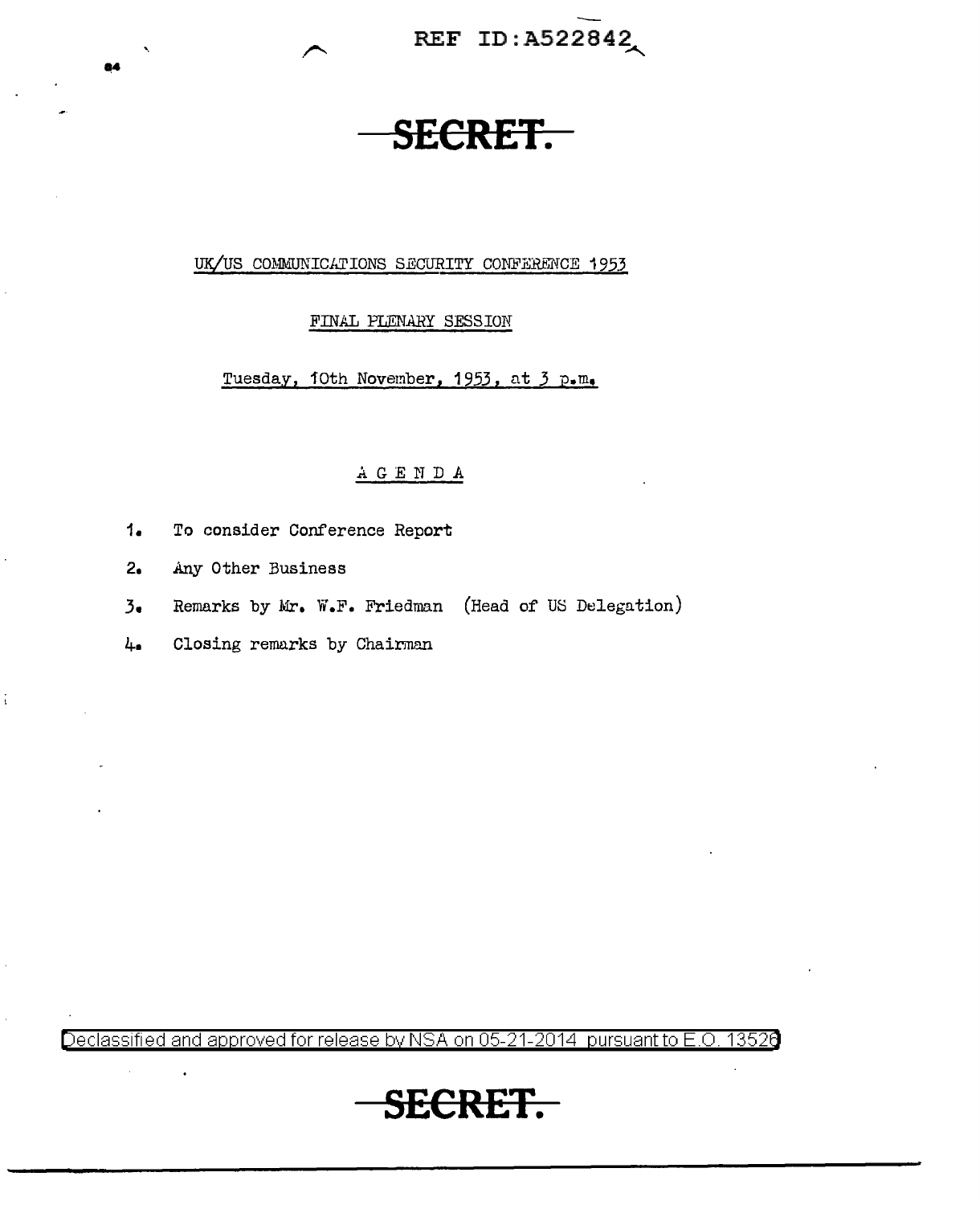REF ID:A522842

**SECRET.**

UK/US COMMUNICATIONS SECURITY CONFERENCE 1953

FINAL PLENARY SESSION

Tuesday, 10th November, 1953, at 3 p.m.

AGENDA

1. To consider Conference Report
2. Any Other Business
3. Remarks by Mr. W.F. Friedman (Head of US Delegation)
4. Closing remarks by Chairman

Declassified and approved for release by NSA on 05-21-2014 pursuant to E.O. 13526

**SECRET.**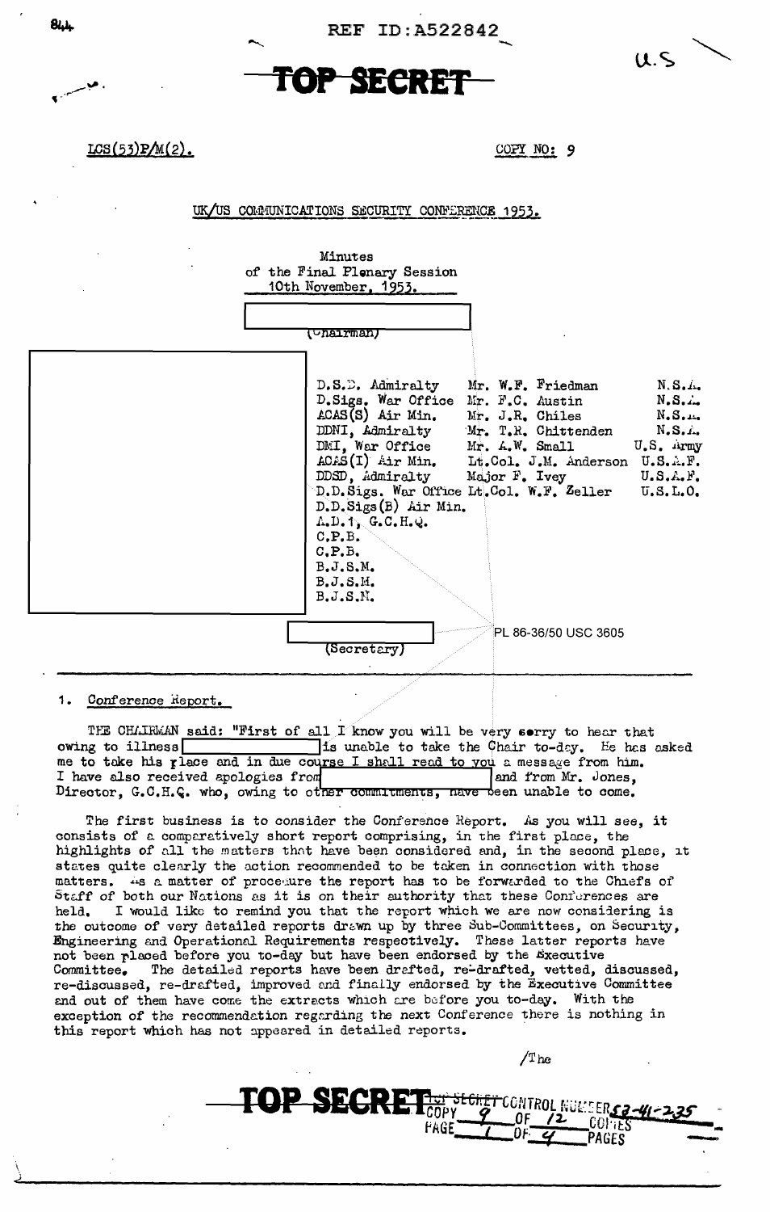REF ID:A522842

TOP SECRET

U.S

LCS(53)P/M(2).

COPY NO: 9

UK/US COMMUNICATIONS SECURITY CONFERENCE 1953.

Minutes
of the Final Plenary Session
10th November, 1953.

(Chairman)

| | | |
|---|---|---|
| D.S.D. Admiralty | Mr. W.F. Friedman | N.S.A. |
| D.Sigs. War Office | Mr. F.C. Austin | N.S.A. |
| ACAS(S) Air Min. | Mr. J.R. Chiles | N.S.A. |
| DDNI, Admiralty | Mr. T.R. Chittenden | N.S.A. |
| DMI, War Office | Mr. A.W. Small | U.S. Army |
| ACAS(I) Air Min. | Lt.Col. J.M. Anderson | U.S.A.F. |
| DDSD, Admiralty | Major F. Ivey | U.S.A.F. |
| D.D.Sigs. War Office | Lt.Col. W.F. Zeller | U.S.L.O. |
| D.D.Sigs(B) Air Min. | | |
| A.D.1, G.C.H.Q. | | |
| C.P.B. | | |
| C.P.B. | | |
| B.J.S.M. | | |
| B.J.S.M. | | |
| B.J.S.M. | | |

(Secretary)

PL 86-36/50 USC 3605

1. Conference Report.

THE CHAIRMAN said: "First of all I know you will be very sorry to hear that owing to illness [ ] is unable to take the Chair to-day. He has asked me to take his place and in due course I shall read to you a message from him. I have also received apologies from [ ] and from Mr. Jones, Director, G.C.H.Q. who, owing to other commitments, have been unable to come.

The first business is to consider the Conference Report. As you will see, it consists of a comparatively short report comprising, in the first place, the highlights of all the matters that have been considered and, in the second place, it states quite clearly the action recommended to be taken in connection with those matters. As a matter of procedure the report has to be forwarded to the Chiefs of Staff of both our Nations as it is on their authority that these Conferences are held. I would like to remind you that the report which we are now considering is the outcome of very detailed reports drawn up by three Sub-Committees, on Security, Engineering and Operational Requirements respectively. These latter reports have not been placed before you to-day but have been endorsed by the Executive Committee. The detailed reports have been drafted, re-drafted, vetted, discussed, re-discussed, re-drafted, improved and finally endorsed by the Executive Committee and out of them have come the extracts which are before you to-day. With the exception of the recommendation regarding the next Conference there is nothing in this report which has not appeared in detailed reports.

/The

TOP SECRET CONTROL NUMBER 53-41-235
COPY 9 OF 12 COPIES
PAGE 1 OF 4 PAGES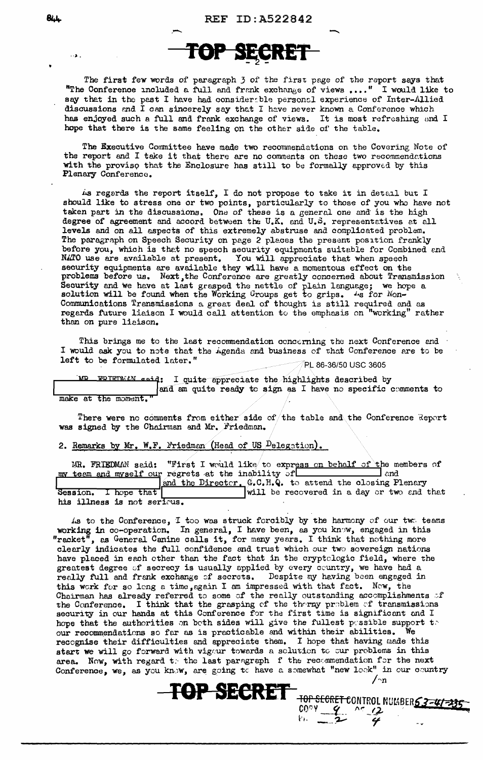**TOP SECRET**

The first few words of paragraph 3 of the first page of the report says that "The Conference included a full and frank exchange of views ...." I would like to say that in the past I have had considerable personal experience of Inter-Allied discussions and I can sincerely say that I have never known a Conference which has enjoyed such a full and frank exchange of views. It is most refreshing and I hope that there is the same feeling on the other side of the table.

The Executive Committee have made two recommendations on the Covering Note of the report and I take it that there are no comments on these two recommendations with the proviso that the Enclosure has still to be formally approved by this Plenary Conference.

As regards the report itself, I do not propose to take it in detail but I should like to stress one or two points, particularly to those of you who have not taken part in the discussions. One of these is a general one and is the high degree of agreement and accord between the U.K. and U.S. representatives at all levels and on all aspects of this extremely abstruse and complicated problem. The paragraph on Speech Security on page 2 places the present position frankly before you, which is that no speech security equipments suitable for Combined and NATO use are available at present. You will appreciate that when speech security equipments are available they will have a momentous effect on the problems before us. Next, the Conference are greatly concerned about Transmission Security and we have at last grasped the nettle of plain language; we hope a solution will be found when the Working Groups get to grips. As for Non-Communications Transmissions a great deal of thought is still required and as regards future liaison I would call attention to the emphasis on "working" rather than on pure liaison.

This brings me to the last recommendation concerning the next Conference and I would ask you to note that the Agenda and business of that Conference are to be left to be formulated later."

PL 86-36/50 USC 3605

MR. FRIEDMAN said: I quite appreciate the highlights described by [redacted] and am quite ready to sign as I have no specific comments to make at the moment."

There were no comments from either side of the table and the Conference Report was signed by the Chairman and Mr. Friedman.

2. Remarks by Mr. W.F. Friedman (Head of US Delegation).

MR. FRIEDMAN said: "First I would like to express on behalf of the members of my team and myself our regrets at the inability of [redacted] and [redacted] and the Director, G.C.H.Q. to attend the closing Plenary Session. I hope that [redacted] will be recovered in a day or two and that his illness is not serious.

As to the Conference, I too was struck forcibly by the harmony of our two teams working in co-operation. In general, I have been, as you know, engaged in this "racket", as General Canine calls it, for many years. I think that nothing more clearly indicates the full confidence and trust which our two sovereign nations have placed in each other than the fact that in the cryptologic field, where the greatest degree of secrecy is usually applied by every country, we have had a really full and frank exchange of secrets. Despite my having been engaged in this work for so long a time, again I am impressed with that fact. Now, the Chairman has already referred to some of the really outstanding accomplishments of the Conference. I think that the grasping of the thorny problem of transmissions security in our hands at this Conference for the first time is significant and I hope that the authorities on both sides will give the fullest possible support to our recommendations so far as is practicable and within their abilities. We recognise their difficulties and appreciate them. I hope that having made this start we will go forward with vigour towards a solution to our problems in this area. Now, with regard to the last paragraph of the recommendation for the next Conference, we, as you know, are going to have a somewhat "new look" in our country

/in

**TOP SECRET**

TOP SECRET CONTROL NUMBER 53-41-235
COPY 9 OF 12
PAGE 2 OF 4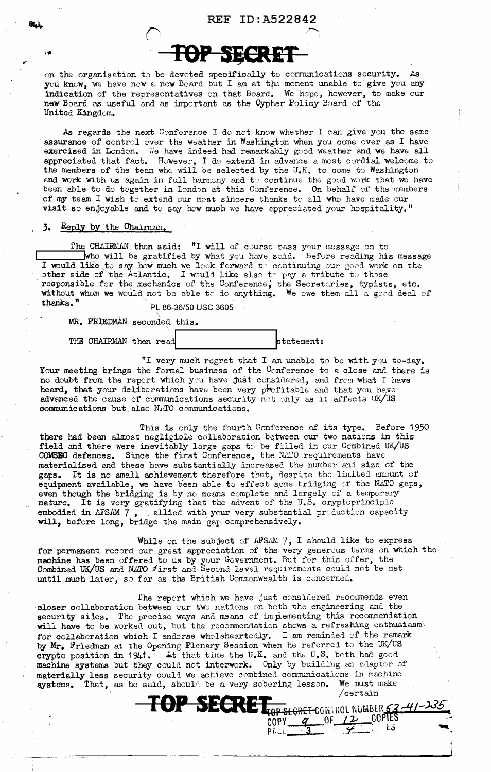on the organisation to be devoted specifically to communications security. As you know, we have now a new Board but I am at the moment unable to give you any indication of the representatives on that Board. We hope, however, to make our new Board as useful and as important as the Cypher Policy Board of the United Kingdom.

As regards the next Conference I do not know whether I can give you the same assurance of control over the weather in Washington when you come over as I have exercised in London. We have indeed had remarkably good weather and we have all appreciated that fact. However, I do extend in advance a most cordial welcome to the members of the team who will be selected by the U.K. to come to Washington and work with us again in full harmony and to continue the good work that we have been able to do together in London at this Conference. On behalf of the members of my team I wish to extend our most sincere thanks to all who have made our visit so enjoyable and to say how much we have appreciated your hospitality."

3. Reply by the Chairman.

The CHAIRMAN then said: "I will of course pass your message on to [REDACTED] who will be gratified by what you have said. Before reading his message I would like to say how much we look forward to continuing our good work on the other side of the Atlantic. I would like also to pay a tribute to those responsible for the mechanics of the Conference, the Secretaries, typists, etc. without whom we would not be able to do anything. We owe them all a good deal of thanks."

PL 86-36/50 USC 3605

MR. FRIEDMAN seconded this.

THE CHAIRMAN then read [REDACTED] statement:

"I very much regret that I am unable to be with you to-day. Your meeting brings the formal business of the Conference to a close and there is no doubt from the report which you have just considered, and from what I have heard, that your deliberations have been very profitable and that you have advanced the cause of communications security not only as it affects UK/US communications but also NATO communications.

This is only the fourth Conference of its type. Before 1950 there had been almost negligible collaboration between our two nations in this field and there were inevitably large gaps to be filled in our Combined UK/US COMSEC defences. Since the first Conference, the NATO requirements have materialised and these have substantially increased the number and size of the gaps. It is no small achievement therefore that, despite the limited amount of equipment available, we have been able to effect some bridging of the NATO gaps, even though the bridging is by no means complete and largely of a temporary nature. It is very gratifying that the advent of the U.S. cryptoprinciple embodied in AFSAM 7, allied with your very substantial production capacity will, before long, bridge the main gap comprehensively.

While on the subject of AFSAM 7, I should like to express for permanent record our great appreciation of the very generous terms on which the machine has been offered to us by your Government. But for this offer, the Combined UK/US and NATO First and Second level requirements could not be met until much later, so far as the British Commonwealth is concerned.

The report which we have just considered recommends even closer collaboration between our two nations on both the engineering and the security sides. The precise ways and means of implementing this recommendation will have to be worked out, but the recommendation shows a refreshing enthusiasm for collaboration which I endorse wholeheartedly. I am reminded of the remark by Mr. Friedman at the Opening Plenary Session when he referred to the UK/US crypto position in 1941. At that time the U.K. and the U.S. both had good machine systems but they could not interwork. Only by building an adaptor of materially less security could we achieve combined communications in machine systems. That, as he said, should be a very sobering lesson. We must make /certain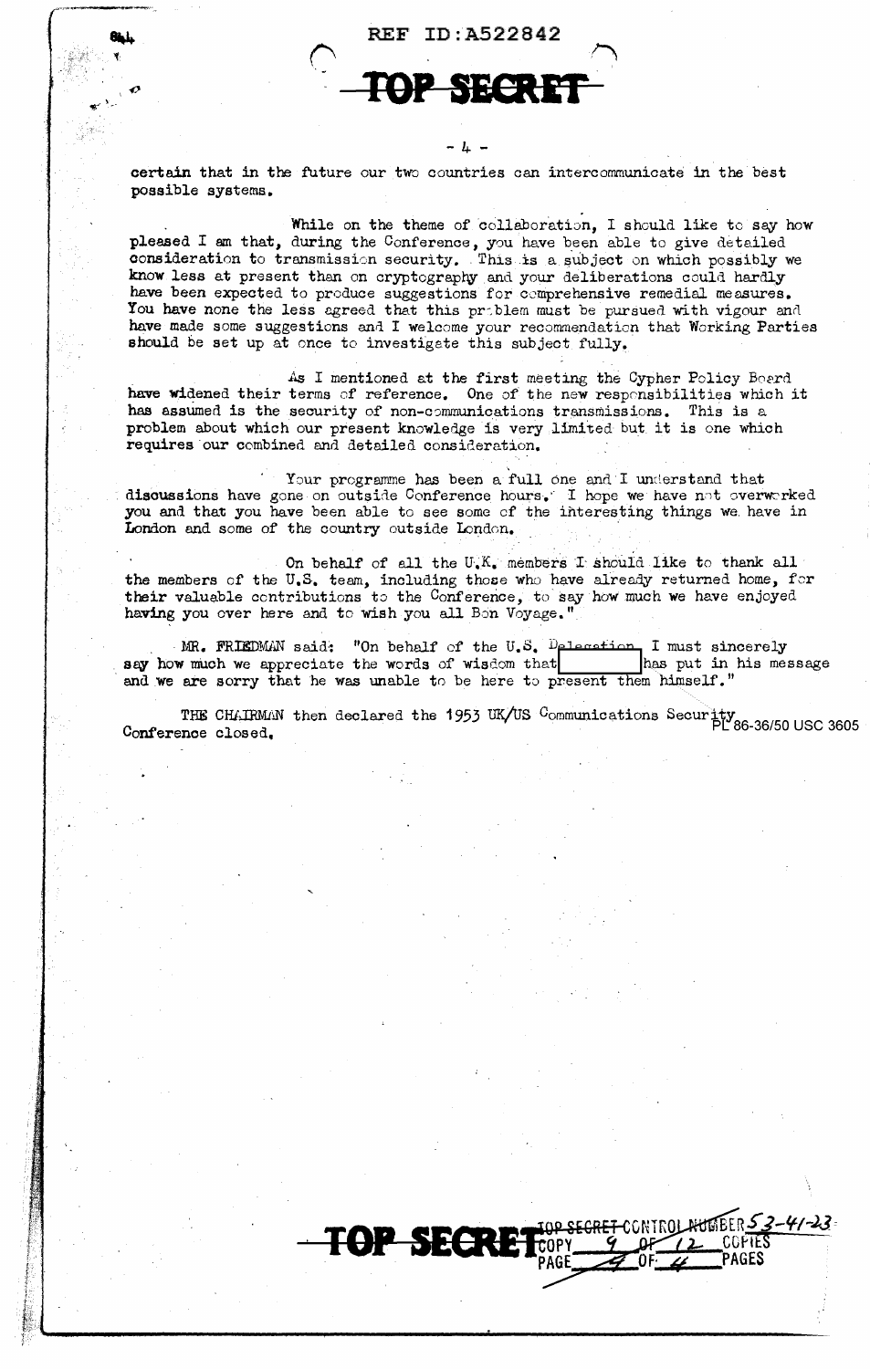certain that in the future our two countries can intercommunicate in the best possible systems.

While on the theme of collaboration, I should like to say how pleased I am that, during the Conference, you have been able to give detailed consideration to transmission security. This is a subject on which possibly we know less at present than on cryptography and your deliberations could hardly have been expected to produce suggestions for comprehensive remedial measures. You have none the less agreed that this problem must be pursued with vigour and have made some suggestions and I welcome your recommendation that Working Parties should be set up at once to investigate this subject fully.

As I mentioned at the first meeting the Cypher Policy Board have widened their terms of reference. One of the new responsibilities which it has assumed is the security of non-communications transmissions. This is a problem about which our present knowledge is very limited but it is one which requires our combined and detailed consideration.

Your programme has been a full one and I understand that discussions have gone on outside Conference hours. I hope we have not overworked you and that you have been able to see some of the interesting things we have in London and some of the country outside London.

On behalf of all the U.K. members I should like to thank all the members of the U.S. team, including those who have already returned home, for their valuable contributions to the Conference, to say how much we have enjoyed having you over here and to wish you all Bon Voyage."

MR. FRIEDMAN said: "On behalf of the U.S. Delegation, I must sincerely say how much we appreciate the words of wisdom that [redacted] has put in his message and we are sorry that he was unable to be here to present them himself."

THE CHAIRMAN then declared the 1953 UK/US Communications Security Conference closed.

PL 86-36/50 USC 3605

TOP SECRET CONTROL NUMBER 53-41-23
COPY 9 OF 12 COPIES
PAGE 4 OF 4 PAGES